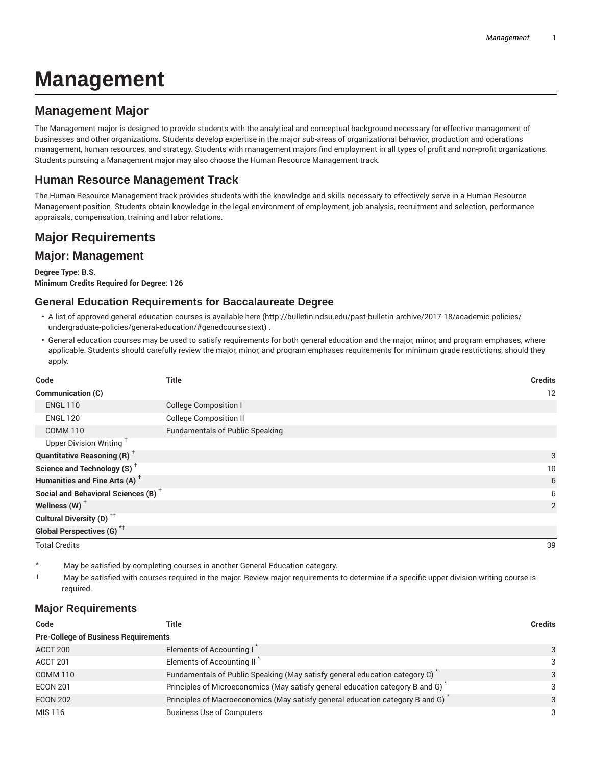# Management

## Management Major

The Management major is designed to provide students with the analytical and conceptual background necessary for effective management of businesses and other organizations. Students develop expertise in the major sub-areas of organizational behavior, production and operations management, human resources, and strategy. Students with management majors find employment in all types of profit and non-profit organizations. Students pursuing a Management major may also choose the Human Resource Management track.

## Human Resource Management Track

The Human Resource Management track provides students with the knowledge and skills necessary to effectively serve in a Human Resource Management position. Students obtain knowledge in the legal environment of employment, job analysis, recruitment and selection, performance appraisals, compensation, training and labor relations.

## Major Requirements

## Major: Management

**Degree Type: B.S.**
**Minimum Credits Required for Degree: 126**

### General Education Requirements for Baccalaureate Degree

- A list of approved general education courses is available here (http://bulletin.ndsu.edu/past-bulletin-archive/2017-18/academic-policies/undergraduate-policies/general-education/#genedcoursestext) .
- General education courses may be used to satisfy requirements for both general education and the major, minor, and program emphases, where applicable. Students should carefully review the major, minor, and program emphases requirements for minimum grade restrictions, should they apply.

| Code | Title | Credits |
|---|---|---|
| **Communication (C)** | | 12 |
| ENGL 110 | College Composition I | |
| ENGL 120 | College Composition II | |
| COMM 110 | Fundamentals of Public Speaking | |
| Upper Division Writing † | | |
| **Quantitative Reasoning (R) †** | | 3 |
| **Science and Technology (S) †** | | 10 |
| **Humanities and Fine Arts (A) †** | | 6 |
| **Social and Behavioral Sciences (B) †** | | 6 |
| **Wellness (W) †** | | 2 |
| **Cultural Diversity (D) *†** | | |
| **Global Perspectives (G) *†** | | |
| Total Credits | | 39 |

\* May be satisfied by completing courses in another General Education category.

† May be satisfied with courses required in the major. Review major requirements to determine if a specific upper division writing course is required.

### Major Requirements

| Code | Title | Credits |
|---|---|---|
| **Pre-College of Business Requirements** | | |
| ACCT 200 | Elements of Accounting I * | 3 |
| ACCT 201 | Elements of Accounting II * | 3 |
| COMM 110 | Fundamentals of Public Speaking (May satisfy general education category C) * | 3 |
| ECON 201 | Principles of Microeconomics (May satisfy general education category B and G) * | 3 |
| ECON 202 | Principles of Macroeconomics (May satisfy general education category B and G) * | 3 |
| MIS 116 | Business Use of Computers | 3 |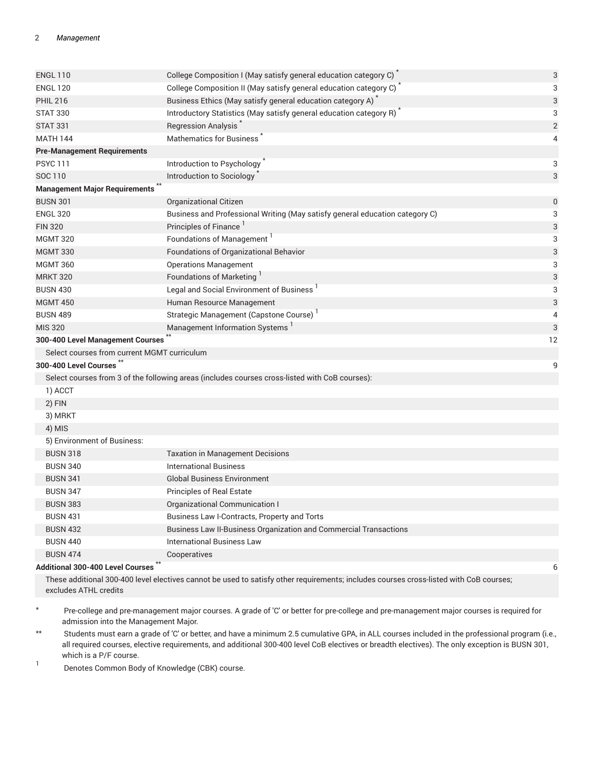| | | |
|---|---|---|
| ENGL 110 | College Composition I (May satisfy general education category C) * | 3 |
| ENGL 120 | College Composition II (May satisfy general education category C) * | 3 |
| PHIL 216 | Business Ethics (May satisfy general education category A) * | 3 |
| STAT 330 | Introductory Statistics (May satisfy general education category R) * | 3 |
| STAT 331 | Regression Analysis * | 2 |
| MATH 144 | Mathematics for Business * | 4 |
| **Pre-Management Requirements** | | |
| PSYC 111 | Introduction to Psychology * | 3 |
| SOC 110 | Introduction to Sociology * | 3 |
| **Management Major Requirements** ** | | |
| BUSN 301 | Organizational Citizen | 0 |
| ENGL 320 | Business and Professional Writing (May satisfy general education category C) | 3 |
| FIN 320 | Principles of Finance [1] | 3 |
| MGMT 320 | Foundations of Management [1] | 3 |
| MGMT 330 | Foundations of Organizational Behavior | 3 |
| MGMT 360 | Operations Management | 3 |
| MRKT 320 | Foundations of Marketing [1] | 3 |
| BUSN 430 | Legal and Social Environment of Business [1] | 3 |
| MGMT 450 | Human Resource Management | 3 |
| BUSN 489 | Strategic Management (Capstone Course) [1] | 4 |
| MIS 320 | Management Information Systems [1] | 3 |
| **300-400 Level Management Courses** ** | | 12 |
| Select courses from current MGMT curriculum | | |
| **300-400 Level Courses** ** | | 9 |
| Select courses from 3 of the following areas (includes courses cross-listed with CoB courses): | | |
| 1) ACCT | | |
| 2) FIN | | |
| 3) MRKT | | |
| 4) MIS | | |
| 5) Environment of Business: | | |
| BUSN 318 | Taxation in Management Decisions | |
| BUSN 340 | International Business | |
| BUSN 341 | Global Business Environment | |
| BUSN 347 | Principles of Real Estate | |
| BUSN 383 | Organizational Communication I | |
| BUSN 431 | Business Law I-Contracts, Property and Torts | |
| BUSN 432 | Business Law II-Business Organization and Commercial Transactions | |
| BUSN 440 | International Business Law | |
| BUSN 474 | Cooperatives | |
| **Additional 300-400 Level Courses** ** | | 6 |
| These additional 300-400 level electives cannot be used to satisfy other requirements; includes courses cross-listed with CoB courses; excludes ATHL credits | | |

\* Pre-college and pre-management major courses. A grade of 'C' or better for pre-college and pre-management major courses is required for admission into the Management Major.

\*\* Students must earn a grade of 'C' or better, and have a minimum 2.5 cumulative GPA, in ALL courses included in the professional program (i.e., all required courses, elective requirements, and additional 300-400 level CoB electives or breadth electives). The only exception is BUSN 301, which is a P/F course.

1 Denotes Common Body of Knowledge (CBK) course.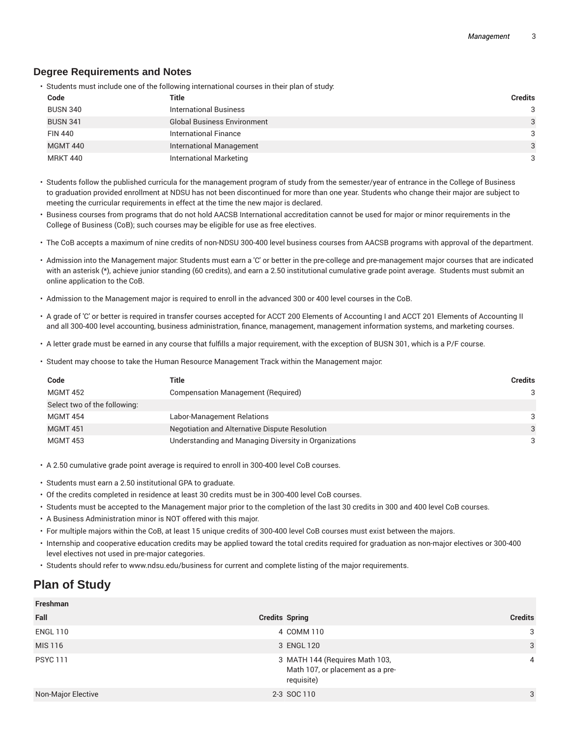## Degree Requirements and Notes

- Students must include one of the following international courses in their plan of study:

| Code | Title | Credits |
|---|---|---|
| BUSN 340 | International Business | 3 |
| BUSN 341 | Global Business Environment | 3 |
| FIN 440 | International Finance | 3 |
| MGMT 440 | International Management | 3 |
| MRKT 440 | International Marketing | 3 |

- Students follow the published curricula for the management program of study from the semester/year of entrance in the College of Business to graduation provided enrollment at NDSU has not been discontinued for more than one year. Students who change their major are subject to meeting the curricular requirements in effect at the time the new major is declared.
- Business courses from programs that do not hold AACSB International accreditation cannot be used for major or minor requirements in the College of Business (CoB); such courses may be eligible for use as free electives.
- The CoB accepts a maximum of nine credits of non-NDSU 300-400 level business courses from AACSB programs with approval of the department.
- Admission into the Management major: Students must earn a 'C' or better in the pre-college and pre-management major courses that are indicated with an asterisk (*), achieve junior standing (60 credits), and earn a 2.50 institutional cumulative grade point average. Students must submit an online application to the CoB.
- Admission to the Management major is required to enroll in the advanced 300 or 400 level courses in the CoB.
- A grade of 'C' or better is required in transfer courses accepted for ACCT 200 Elements of Accounting I and ACCT 201 Elements of Accounting II and all 300-400 level accounting, business administration, finance, management, management information systems, and marketing courses.
- A letter grade must be earned in any course that fulfills a major requirement, with the exception of BUSN 301, which is a P/F course.
- Student may choose to take the Human Resource Management Track within the Management major:

| Code | Title | Credits |
|---|---|---|
| MGMT 452 | Compensation Management (Required) | 3 |
| Select two of the following: | | |
| MGMT 454 | Labor-Management Relations | 3 |
| MGMT 451 | Negotiation and Alternative Dispute Resolution | 3 |
| MGMT 453 | Understanding and Managing Diversity in Organizations | 3 |

- A 2.50 cumulative grade point average is required to enroll in 300-400 level CoB courses.
- Students must earn a 2.50 institutional GPA to graduate.
- Of the credits completed in residence at least 30 credits must be in 300-400 level CoB courses.
- Students must be accepted to the Management major prior to the completion of the last 30 credits in 300 and 400 level CoB courses.
- A Business Administration minor is NOT offered with this major.
- For multiple majors within the CoB, at least 15 unique credits of 300-400 level CoB courses must exist between the majors.
- Internship and cooperative education credits may be applied toward the total credits required for graduation as non-major electives or 300-400 level electives not used in pre-major categories.
- Students should refer to www.ndsu.edu/business for current and complete listing of the major requirements.

## Plan of Study

| Freshman | | | |
|---|---|---|---|
| Fall | Credits | Spring | Credits |
| ENGL 110 | 4 | COMM 110 | 3 |
| MIS 116 | 3 | ENGL 120 | 3 |
| PSYC 111 | 3 | MATH 144 (Requires Math 103, Math 107, or placement as a pre-requisite) | 4 |
| Non-Major Elective | 2-3 | SOC 110 | 3 |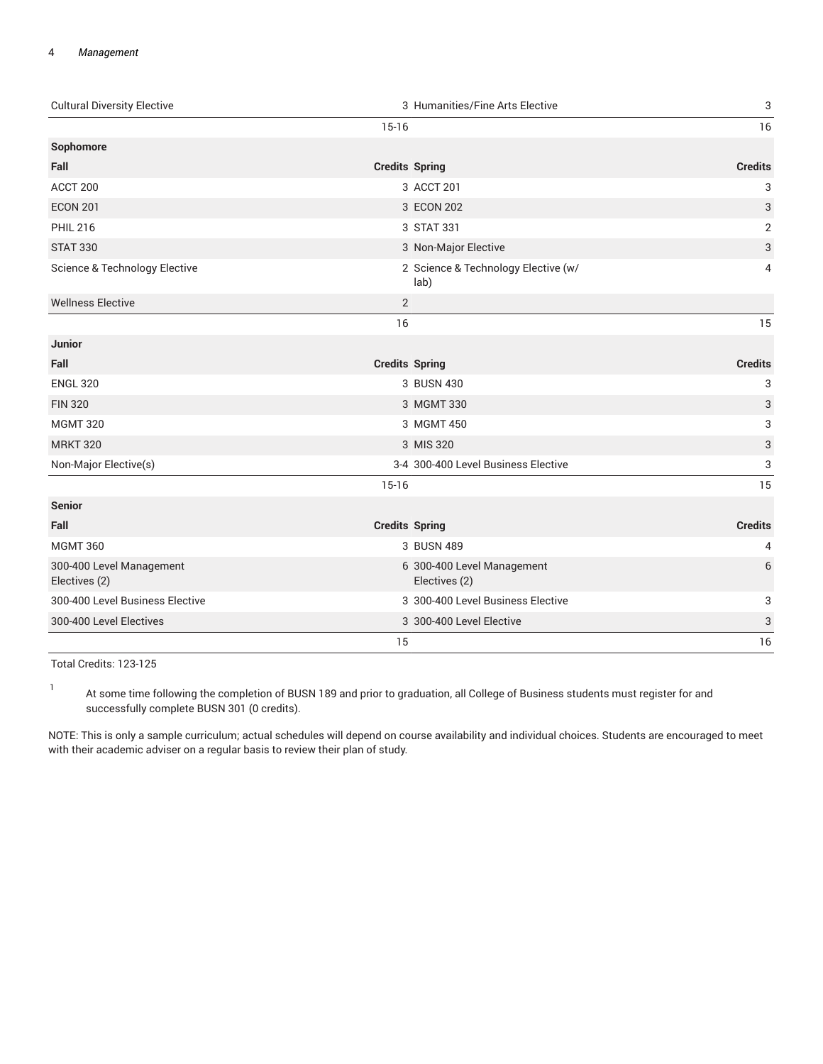| | | | |
|---|---|---|---|
| Cultural Diversity Elective | 3 | Humanities/Fine Arts Elective | 3 |
| | 15-16 | | 16 |
| **Sophomore** | | | |
| **Fall** | **Credits** | **Spring** | **Credits** |
| ACCT 200 | 3 | ACCT 201 | 3 |
| ECON 201 | 3 | ECON 202 | 3 |
| PHIL 216 | 3 | STAT 331 | 2 |
| STAT 330 | 3 | Non-Major Elective | 3 |
| Science & Technology Elective | 2 | Science & Technology Elective (w/ lab) | 4 |
| Wellness Elective | 2 | | |
| | 16 | | 15 |
| **Junior** | | | |
| **Fall** | **Credits** | **Spring** | **Credits** |
| ENGL 320 | 3 | BUSN 430 | 3 |
| FIN 320 | 3 | MGMT 330 | 3 |
| MGMT 320 | 3 | MGMT 450 | 3 |
| MRKT 320 | 3 | MIS 320 | 3 |
| Non-Major Elective(s) | 3-4 | 300-400 Level Business Elective | 3 |
| | 15-16 | | 15 |
| **Senior** | | | |
| **Fall** | **Credits** | **Spring** | **Credits** |
| MGMT 360 | 3 | BUSN 489 | 4 |
| 300-400 Level Management Electives (2) | 6 | 300-400 Level Management Electives (2) | 6 |
| 300-400 Level Business Elective | 3 | 300-400 Level Business Elective | 3 |
| 300-400 Level Electives | 3 | 300-400 Level Elective | 3 |
| | 15 | | 16 |

Total Credits: 123-125

[1] At some time following the completion of BUSN 189 and prior to graduation, all College of Business students must register for and successfully complete BUSN 301 (0 credits).

NOTE: This is only a sample curriculum; actual schedules will depend on course availability and individual choices. Students are encouraged to meet with their academic adviser on a regular basis to review their plan of study.